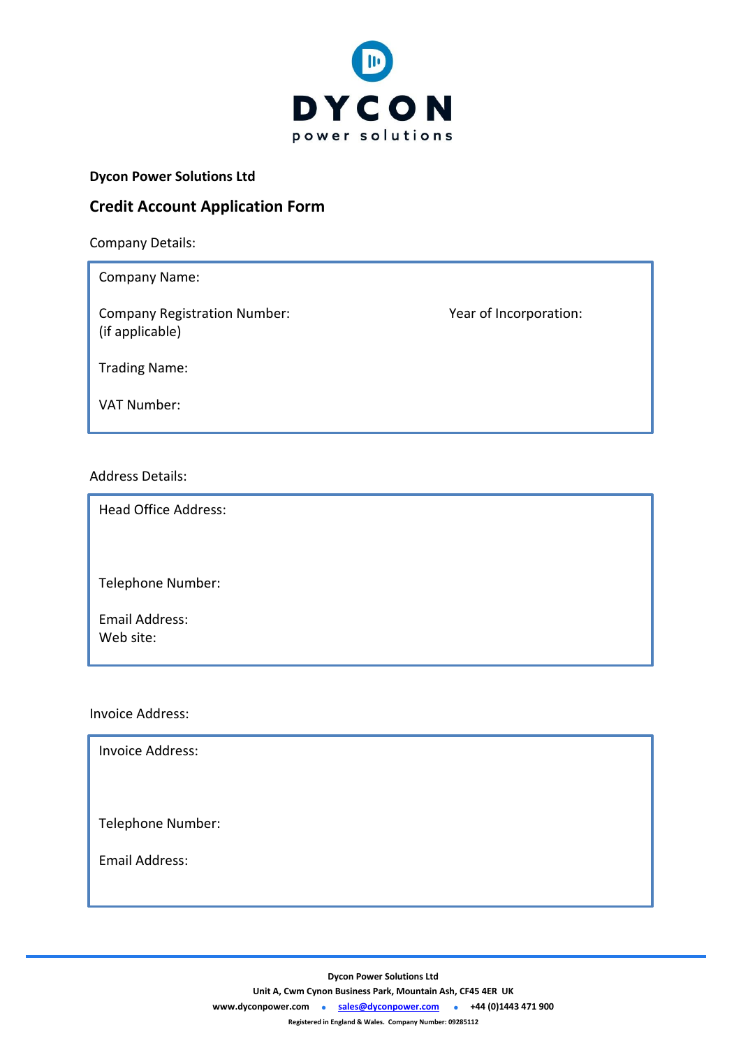DYCON

power solutions

**Dycon Power Solutions Ltd**

## Credit Account Application Form

Company Details:

Company Name:

Company Registration Number: (if applicable)

Year of Incorporation:

Trading Name:

VAT Number:

Address Details:

Head Office Address:

Telephone Number:

Email Address:
Web site:

Invoice Address:

Invoice Address:

Telephone Number:

Email Address:

**Dycon Power Solutions Ltd**
**Unit A, Cwm Cynon Business Park, Mountain Ash, CF45 4ER UK**
**www.dyconpower.com • sales@dyconpower.com • +44 (0)1443 471 900**
**Registered in England & Wales. Company Number: 09285112**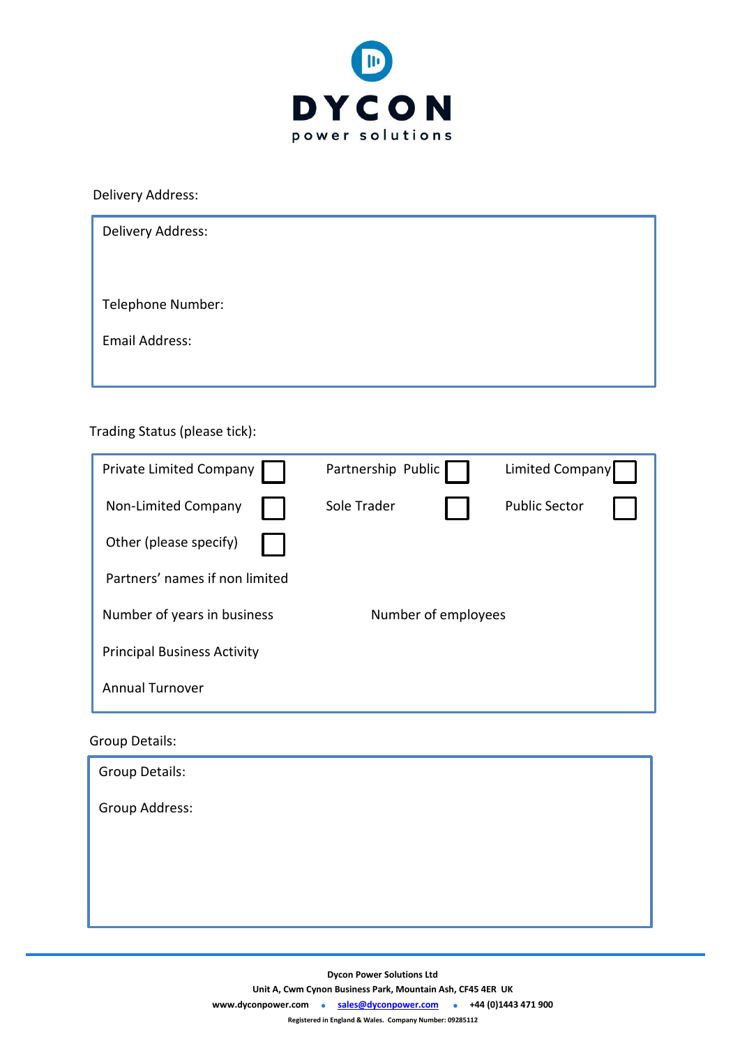DYCON

power solutions

Delivery Address:

Delivery Address:

Telephone Number:

Email Address:

Trading Status (please tick):

| | | |
|---|---|---|
| Private Limited Company ☐ | Partnership Public ☐ | Limited Company ☐ |
| Non-Limited Company ☐ | Sole Trader ☐ | Public Sector ☐ |
| Other (please specify) ☐ | | |

Partners' names if non limited

Number of years in business

Number of employees

Principal Business Activity

Annual Turnover

Group Details:

Group Details:

Group Address:

**Dycon Power Solutions Ltd**
**Unit A, Cwm Cynon Business Park, Mountain Ash, CF45 4ER UK**
**www.dyconpower.com • sales@dyconpower.com • +44 (0)1443 471 900**
**Registered in England & Wales. Company Number: 09285112**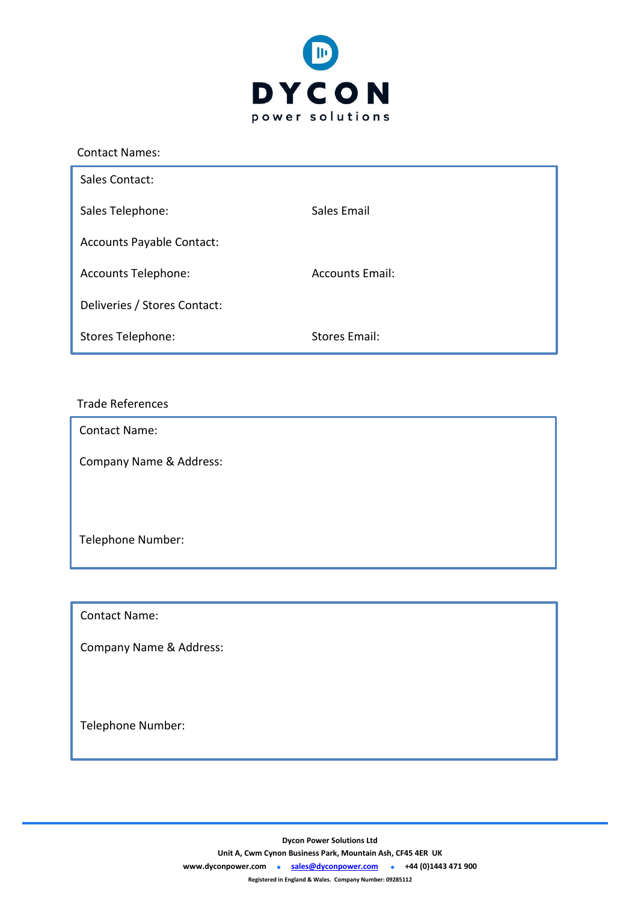**DYCON**
power solutions

Contact Names:

Sales Contact:

Sales Telephone: Sales Email

Accounts Payable Contact:

Accounts Telephone: Accounts Email:

Deliveries / Stores Contact:

Stores Telephone: Stores Email:

Trade References

Contact Name:

Company Name & Address:

Telephone Number:

Contact Name:

Company Name & Address:

Telephone Number:

**Dycon Power Solutions Ltd**
**Unit A, Cwm Cynon Business Park, Mountain Ash, CF45 4ER UK**
**www.dyconpower.com • sales@dyconpower.com • +44 (0)1443 471 900**
**Registered in England & Wales. Company Number: 09285112**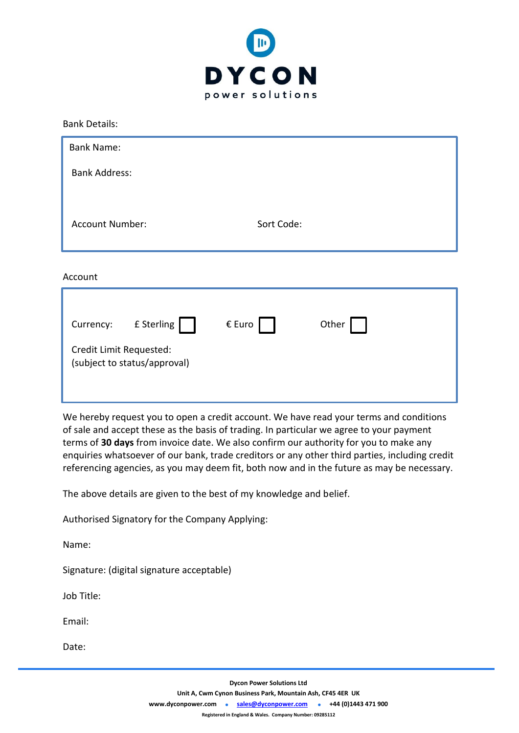**DYCON**
power solutions

Bank Details:

Bank Name:

Bank Address:

Account Number: Sort Code:

Account

Currency: £ Sterling ☐ € Euro ☐ Other ☐

Credit Limit Requested:
(subject to status/approval)

We hereby request you to open a credit account. We have read your terms and conditions of sale and accept these as the basis of trading. In particular we agree to your payment terms of **30 days** from invoice date. We also confirm our authority for you to make any enquiries whatsoever of our bank, trade creditors or any other third parties, including credit referencing agencies, as you may deem fit, both now and in the future as may be necessary.

The above details are given to the best of my knowledge and belief.

Authorised Signatory for the Company Applying:

Name:

Signature: (digital signature acceptable)

Job Title:

Email:

Date:

**Dycon Power Solutions Ltd**
**Unit A, Cwm Cynon Business Park, Mountain Ash, CF45 4ER UK**
**www.dyconpower.com • sales@dyconpower.com • +44 (0)1443 471 900**
**Registered in England & Wales. Company Number: 09285112**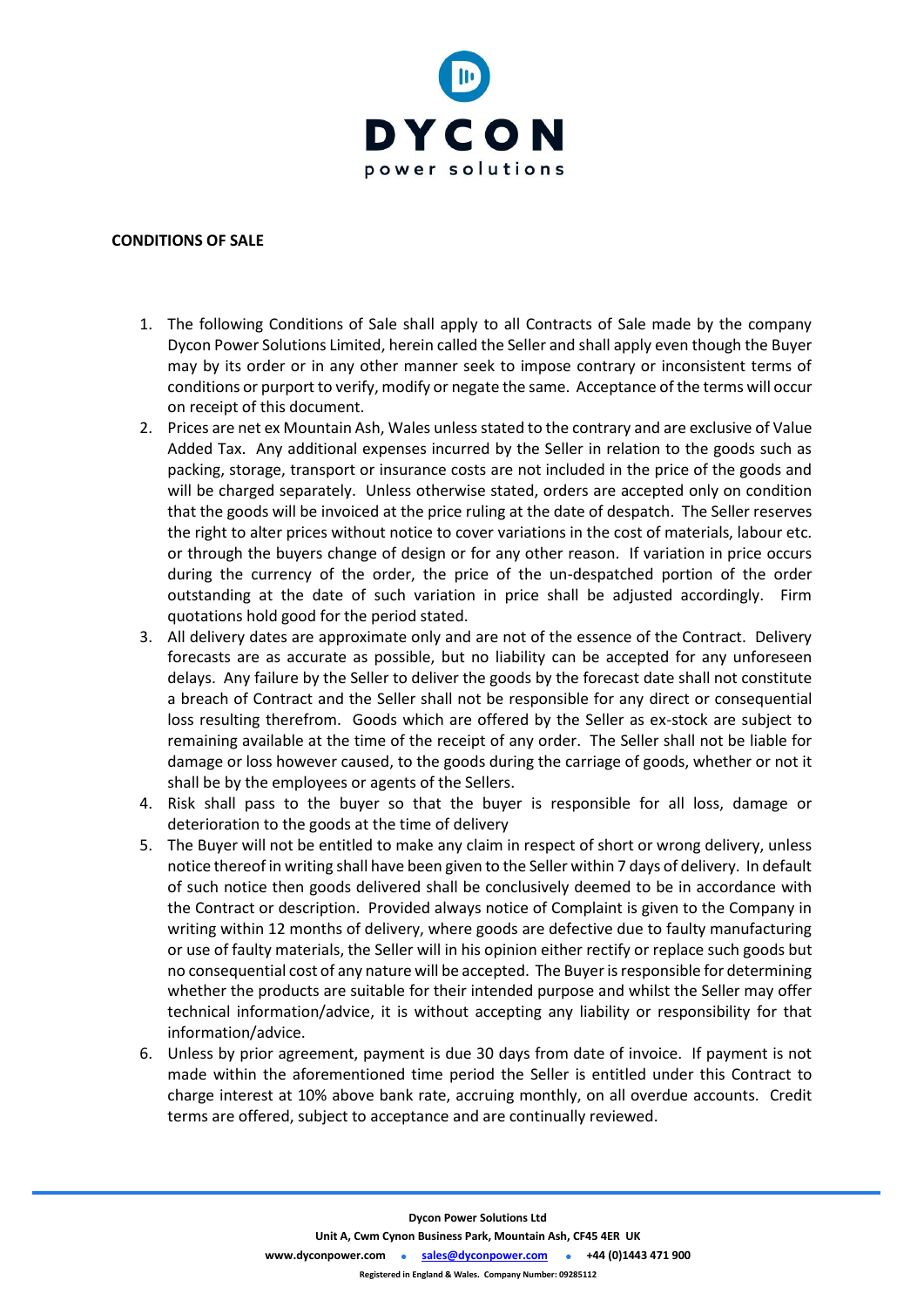**CONDITIONS OF SALE**

1. The following Conditions of Sale shall apply to all Contracts of Sale made by the company Dycon Power Solutions Limited, herein called the Seller and shall apply even though the Buyer may by its order or in any other manner seek to impose contrary or inconsistent terms of conditions or purport to verify, modify or negate the same. Acceptance of the terms will occur on receipt of this document.
2. Prices are net ex Mountain Ash, Wales unless stated to the contrary and are exclusive of Value Added Tax. Any additional expenses incurred by the Seller in relation to the goods such as packing, storage, transport or insurance costs are not included in the price of the goods and will be charged separately. Unless otherwise stated, orders are accepted only on condition that the goods will be invoiced at the price ruling at the date of despatch. The Seller reserves the right to alter prices without notice to cover variations in the cost of materials, labour etc. or through the buyers change of design or for any other reason. If variation in price occurs during the currency of the order, the price of the un-despatched portion of the order outstanding at the date of such variation in price shall be adjusted accordingly. Firm quotations hold good for the period stated.
3. All delivery dates are approximate only and are not of the essence of the Contract. Delivery forecasts are as accurate as possible, but no liability can be accepted for any unforeseen delays. Any failure by the Seller to deliver the goods by the forecast date shall not constitute a breach of Contract and the Seller shall not be responsible for any direct or consequential loss resulting therefrom. Goods which are offered by the Seller as ex-stock are subject to remaining available at the time of the receipt of any order. The Seller shall not be liable for damage or loss however caused, to the goods during the carriage of goods, whether or not it shall be by the employees or agents of the Sellers.
4. Risk shall pass to the buyer so that the buyer is responsible for all loss, damage or deterioration to the goods at the time of delivery
5. The Buyer will not be entitled to make any claim in respect of short or wrong delivery, unless notice thereof in writing shall have been given to the Seller within 7 days of delivery. In default of such notice then goods delivered shall be conclusively deemed to be in accordance with the Contract or description. Provided always notice of Complaint is given to the Company in writing within 12 months of delivery, where goods are defective due to faulty manufacturing or use of faulty materials, the Seller will in his opinion either rectify or replace such goods but no consequential cost of any nature will be accepted. The Buyer is responsible for determining whether the products are suitable for their intended purpose and whilst the Seller may offer technical information/advice, it is without accepting any liability or responsibility for that information/advice.
6. Unless by prior agreement, payment is due 30 days from date of invoice. If payment is not made within the aforementioned time period the Seller is entitled under this Contract to charge interest at 10% above bank rate, accruing monthly, on all overdue accounts. Credit terms are offered, subject to acceptance and are continually reviewed.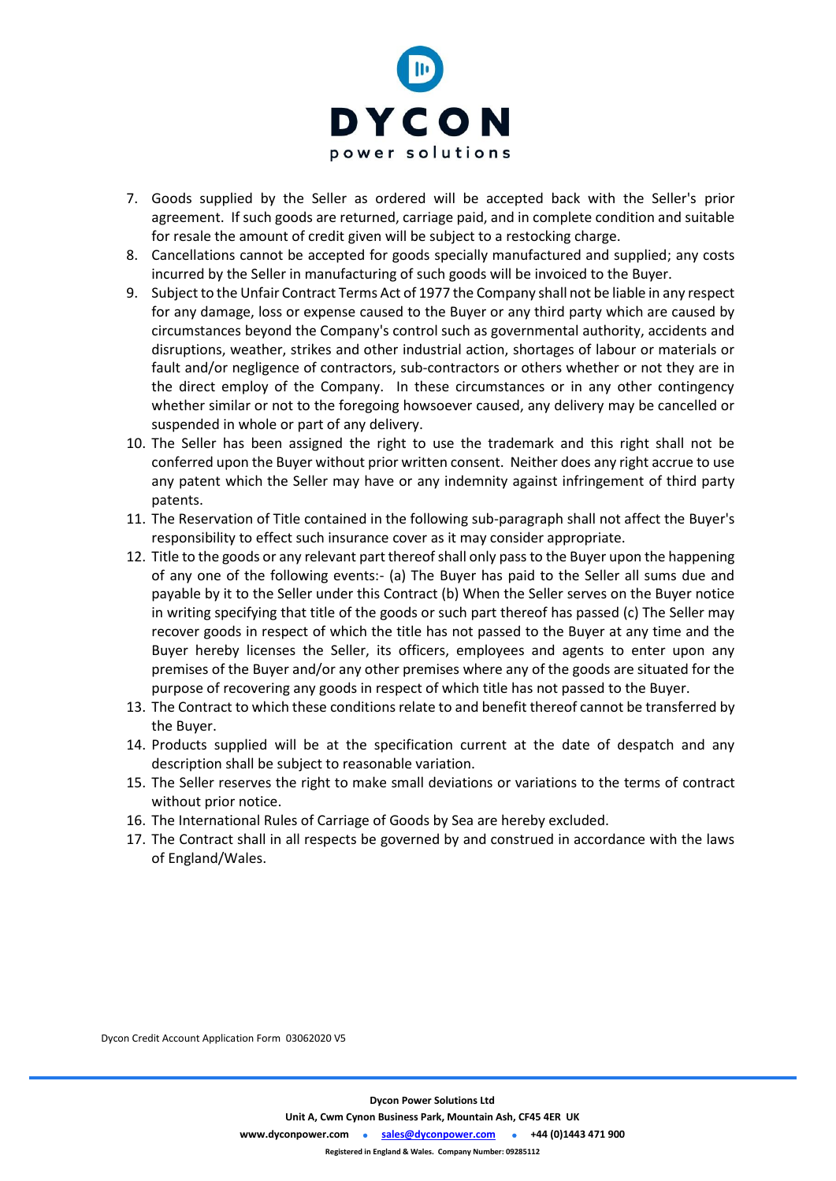7. Goods supplied by the Seller as ordered will be accepted back with the Seller's prior agreement. If such goods are returned, carriage paid, and in complete condition and suitable for resale the amount of credit given will be subject to a restocking charge.
8. Cancellations cannot be accepted for goods specially manufactured and supplied; any costs incurred by the Seller in manufacturing of such goods will be invoiced to the Buyer.
9. Subject to the Unfair Contract Terms Act of 1977 the Company shall not be liable in any respect for any damage, loss or expense caused to the Buyer or any third party which are caused by circumstances beyond the Company's control such as governmental authority, accidents and disruptions, weather, strikes and other industrial action, shortages of labour or materials or fault and/or negligence of contractors, sub-contractors or others whether or not they are in the direct employ of the Company. In these circumstances or in any other contingency whether similar or not to the foregoing howsoever caused, any delivery may be cancelled or suspended in whole or part of any delivery.
10. The Seller has been assigned the right to use the trademark and this right shall not be conferred upon the Buyer without prior written consent. Neither does any right accrue to use any patent which the Seller may have or any indemnity against infringement of third party patents.
11. The Reservation of Title contained in the following sub-paragraph shall not affect the Buyer's responsibility to effect such insurance cover as it may consider appropriate.
12. Title to the goods or any relevant part thereof shall only pass to the Buyer upon the happening of any one of the following events:- (a) The Buyer has paid to the Seller all sums due and payable by it to the Seller under this Contract (b) When the Seller serves on the Buyer notice in writing specifying that title of the goods or such part thereof has passed (c) The Seller may recover goods in respect of which the title has not passed to the Buyer at any time and the Buyer hereby licenses the Seller, its officers, employees and agents to enter upon any premises of the Buyer and/or any other premises where any of the goods are situated for the purpose of recovering any goods in respect of which title has not passed to the Buyer.
13. The Contract to which these conditions relate to and benefit thereof cannot be transferred by the Buyer.
14. Products supplied will be at the specification current at the date of despatch and any description shall be subject to reasonable variation.
15. The Seller reserves the right to make small deviations or variations to the terms of contract without prior notice.
16. The International Rules of Carriage of Goods by Sea are hereby excluded.
17. The Contract shall in all respects be governed by and construed in accordance with the laws of England/Wales.